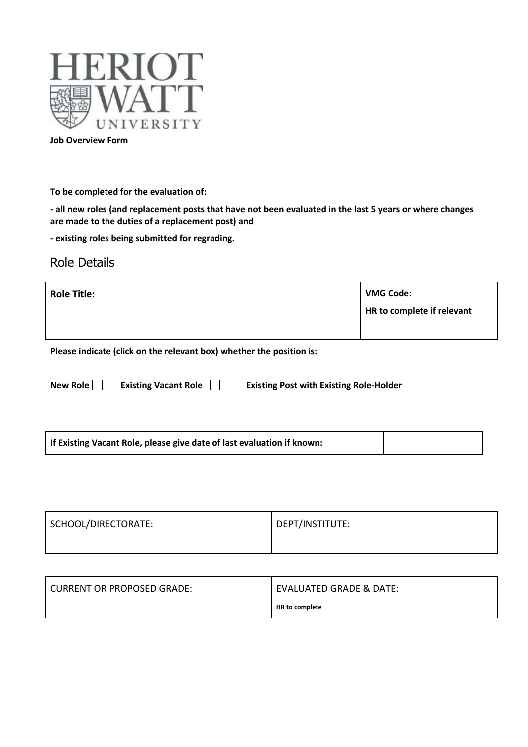**Job Overview Form**

**To be completed for the evaluation of:**

**- all new roles (and replacement posts that have not been evaluated in the last 5 years or where changes are made to the duties of a replacement post) and**

**- existing roles being submitted for regrading.**

## Role Details

| **Role Title:** | **VMG Code:** **HR to complete if relevant** |
|---|---|

**Please indicate (click on the relevant box) whether the position is:**

**New Role** ☐ **Existing Vacant Role** ☐ **Existing Post with Existing Role-Holder** ☐

| **If Existing Vacant Role, please give date of last evaluation if known:** | |
|---|---|

| SCHOOL/DIRECTORATE: | DEPT/INSTITUTE: |
|---|---|

| CURRENT OR PROPOSED GRADE: | EVALUATED GRADE & DATE: **HR to complete** |
|---|---|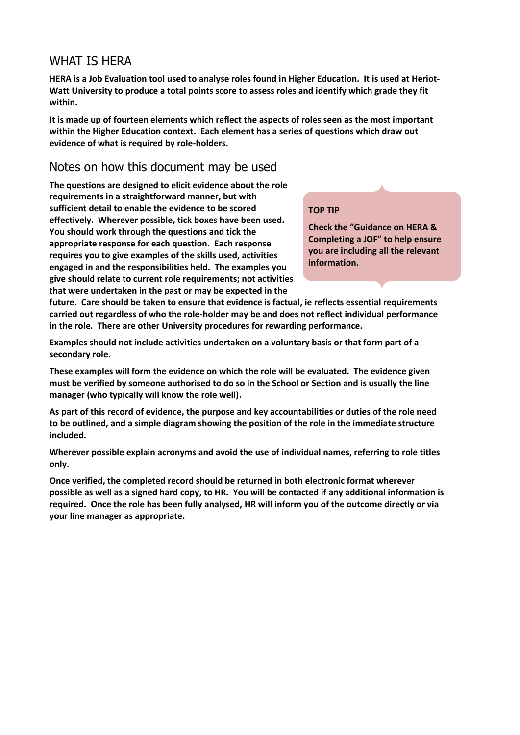## WHAT IS HERA

**HERA is a Job Evaluation tool used to analyse roles found in Higher Education. It is used at Heriot-Watt University to produce a total points score to assess roles and identify which grade they fit within.**

**It is made up of fourteen elements which reflect the aspects of roles seen as the most important within the Higher Education context. Each element has a series of questions which draw out evidence of what is required by role-holders.**

## Notes on how this document may be used

**The questions are designed to elicit evidence about the role requirements in a straightforward manner, but with sufficient detail to enable the evidence to be scored effectively. Wherever possible, tick boxes have been used. You should work through the questions and tick the appropriate response for each question. Each response requires you to give examples of the skills used, activities engaged in and the responsibilities held. The examples you give should relate to current role requirements; not activities that were undertaken in the past or may be expected in the future. Care should be taken to ensure that evidence is factual, ie reflects essential requirements carried out regardless of who the role-holder may be and does not reflect individual performance in the role. There are other University procedures for rewarding performance.**

> **TOP TIP**
>
> **Check the "Guidance on HERA & Completing a JOF" to help ensure you are including all the relevant information.**

**Examples should not include activities undertaken on a voluntary basis or that form part of a secondary role.**

**These examples will form the evidence on which the role will be evaluated. The evidence given must be verified by someone authorised to do so in the School or Section and is usually the line manager (who typically will know the role well).**

**As part of this record of evidence, the purpose and key accountabilities or duties of the role need to be outlined, and a simple diagram showing the position of the role in the immediate structure included.**

**Wherever possible explain acronyms and avoid the use of individual names, referring to role titles only.**

**Once verified, the completed record should be returned in both electronic format wherever possible as well as a signed hard copy, to HR. You will be contacted if any additional information is required. Once the role has been fully analysed, HR will inform you of the outcome directly or via your line manager as appropriate.**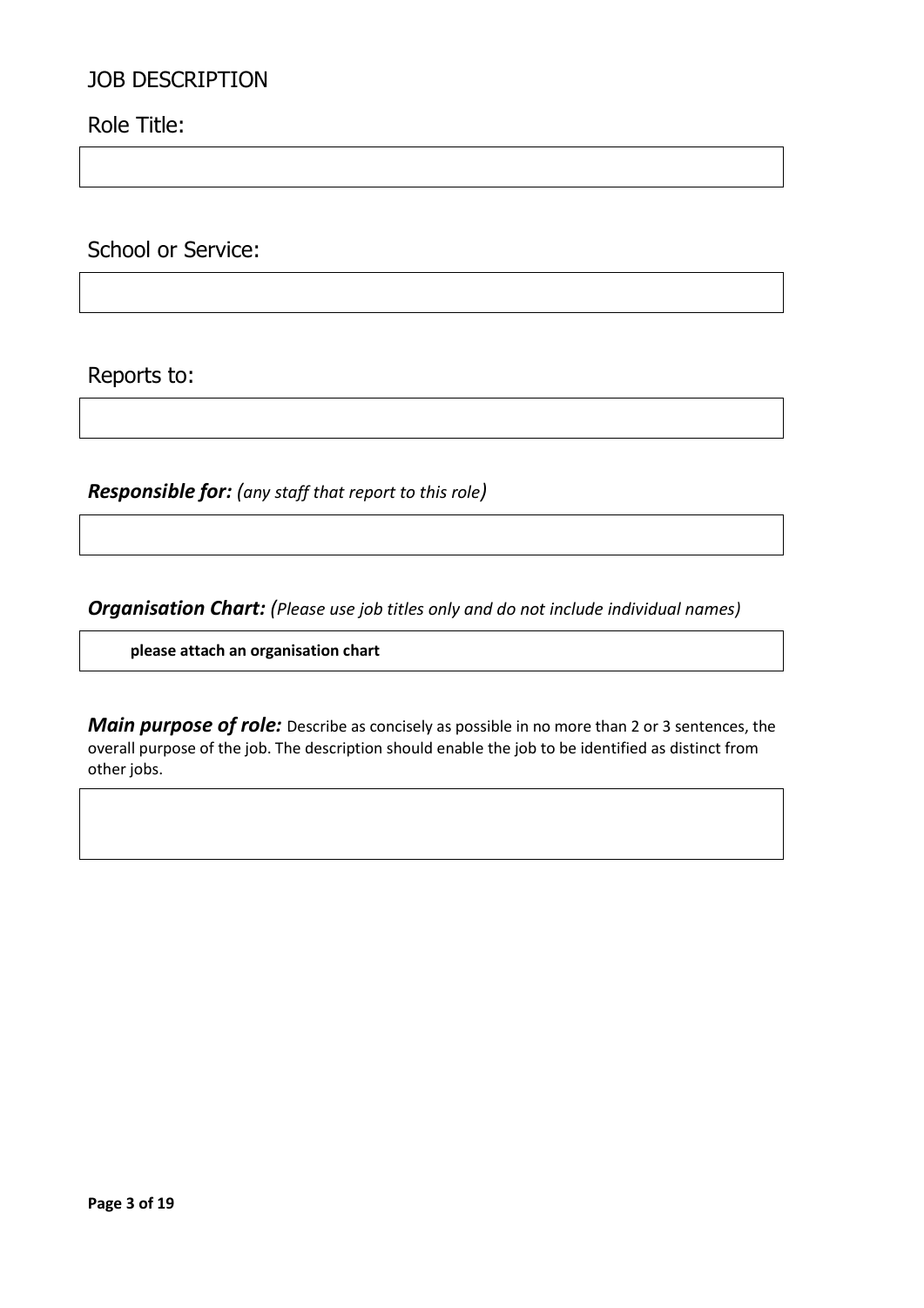# JOB DESCRIPTION

## Role Title:

## School or Service:

## Reports to:

***Responsible for:*** *(any staff that report to this role)*

***Organisation Chart:*** *(Please use job titles only and do not include individual names)*

**please attach an organisation chart**

***Main purpose of role:*** Describe as concisely as possible in no more than 2 or 3 sentences, the overall purpose of the job. The description should enable the job to be identified as distinct from other jobs.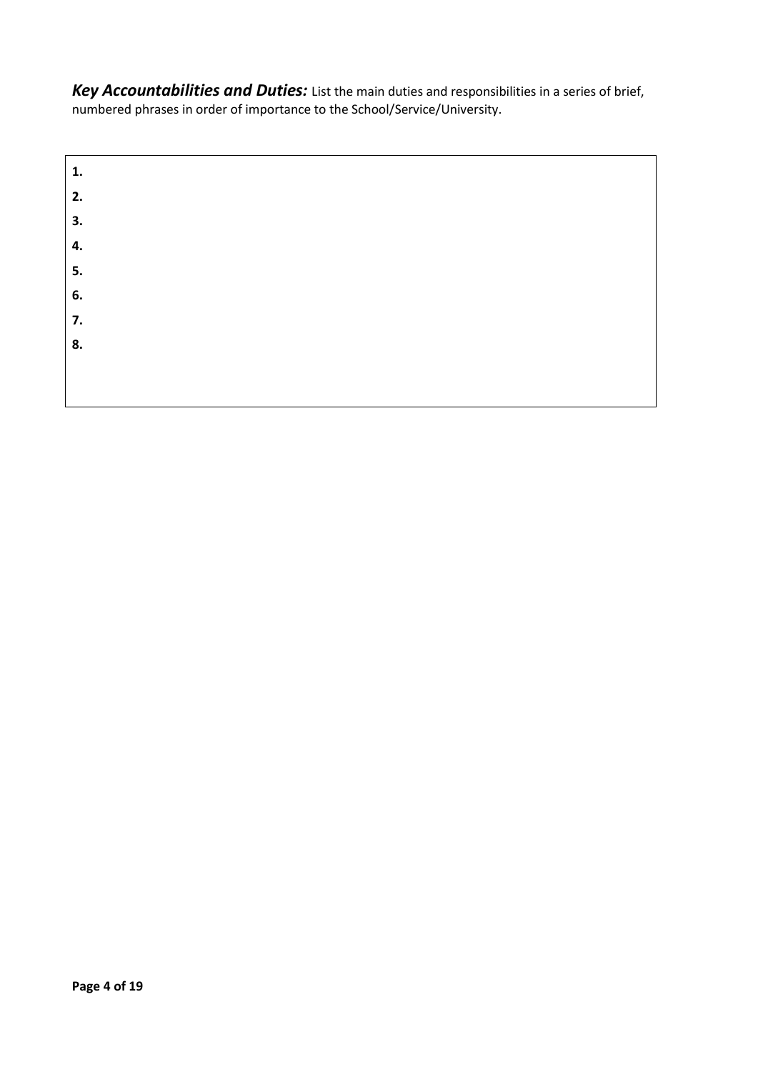***Key Accountabilities and Duties:*** List the main duties and responsibilities in a series of brief, numbered phrases in order of importance to the School/Service/University.

**1.**
**2.**
**3.**
**4.**
**5.**
**6.**
**7.**
**8.**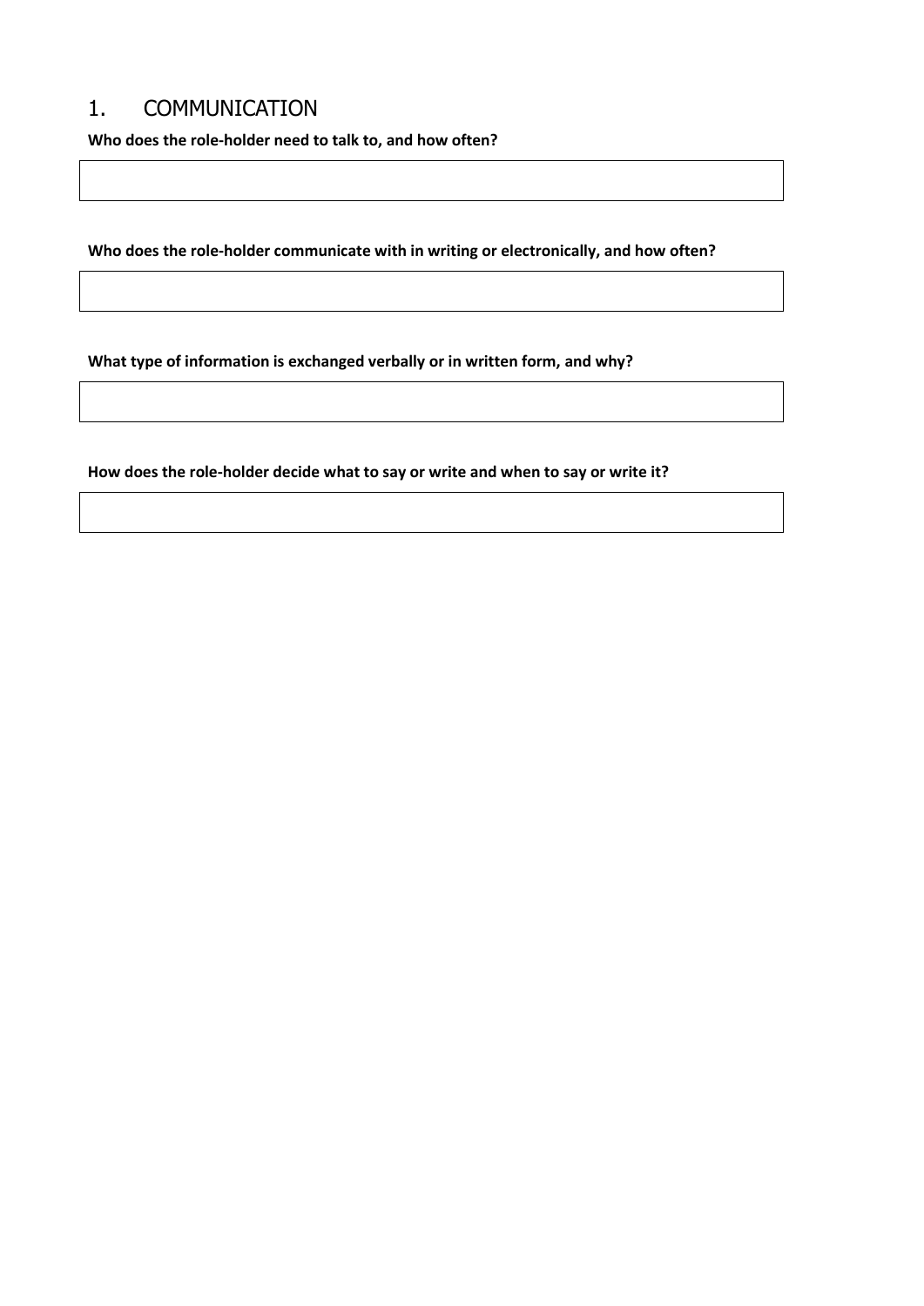## 1. COMMUNICATION

**Who does the role-holder need to talk to, and how often?**

**Who does the role-holder communicate with in writing or electronically, and how often?**

**What type of information is exchanged verbally or in written form, and why?**

**How does the role-holder decide what to say or write and when to say or write it?**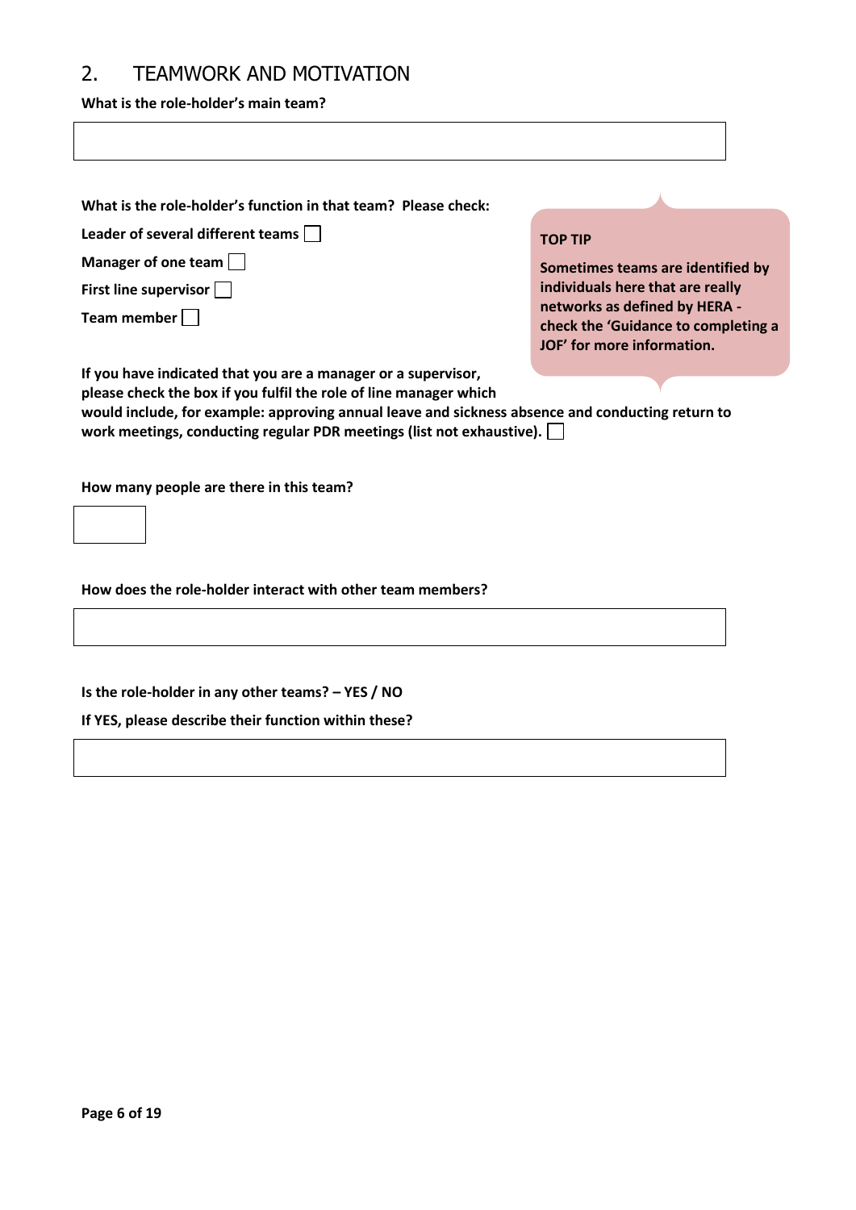## 2. TEAMWORK AND MOTIVATION

**What is the role-holder's main team?**

**What is the role-holder's function in that team? Please check:**

**Leader of several different teams** ☐

**Manager of one team** ☐

**First line supervisor** ☐

**Team member** ☐

> **TOP TIP**
>
> **Sometimes teams are identified by individuals here that are really networks as defined by HERA - check the 'Guidance to completing a JOF' for more information.**

**If you have indicated that you are a manager or a supervisor, please check the box if you fulfil the role of line manager which would include, for example: approving annual leave and sickness absence and conducting return to work meetings, conducting regular PDR meetings (list not exhaustive).** ☐

**How many people are there in this team?**

**How does the role-holder interact with other team members?**

**Is the role-holder in any other teams? – YES / NO**

**If YES, please describe their function within these?**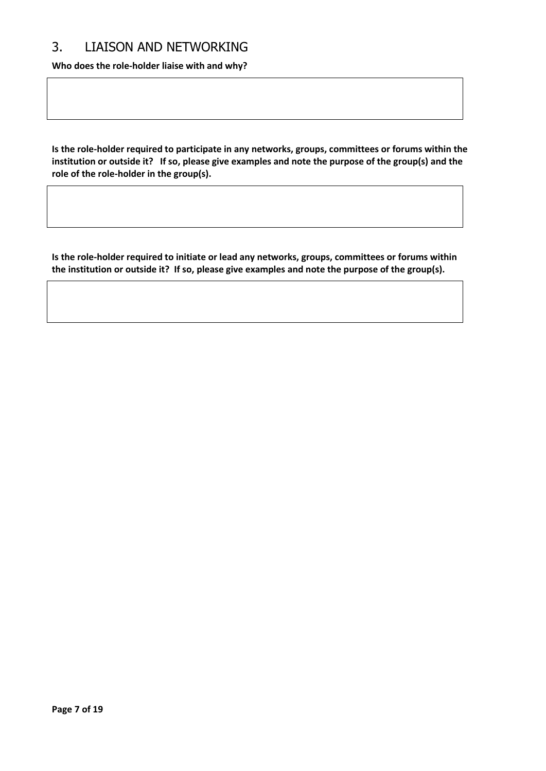## 3. LIAISON AND NETWORKING

**Who does the role-holder liaise with and why?**

| |
|---|
| |

**Is the role-holder required to participate in any networks, groups, committees or forums within the institution or outside it? If so, please give examples and note the purpose of the group(s) and the role of the role-holder in the group(s).**

| |
|---|
| |

**Is the role-holder required to initiate or lead any networks, groups, committees or forums within the institution or outside it? If so, please give examples and note the purpose of the group(s).**

| |
|---|
| |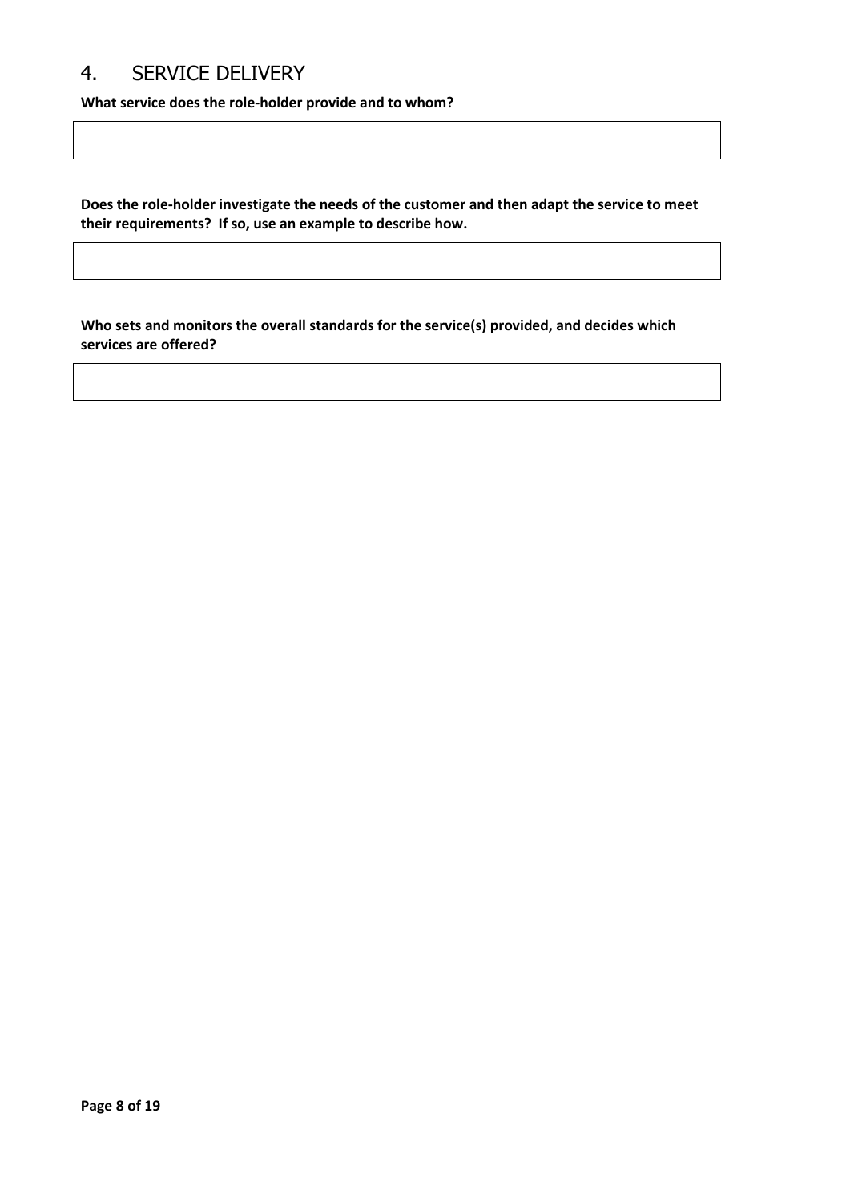## 4. SERVICE DELIVERY

**What service does the role-holder provide and to whom?**

**Does the role-holder investigate the needs of the customer and then adapt the service to meet their requirements? If so, use an example to describe how.**

**Who sets and monitors the overall standards for the service(s) provided, and decides which services are offered?**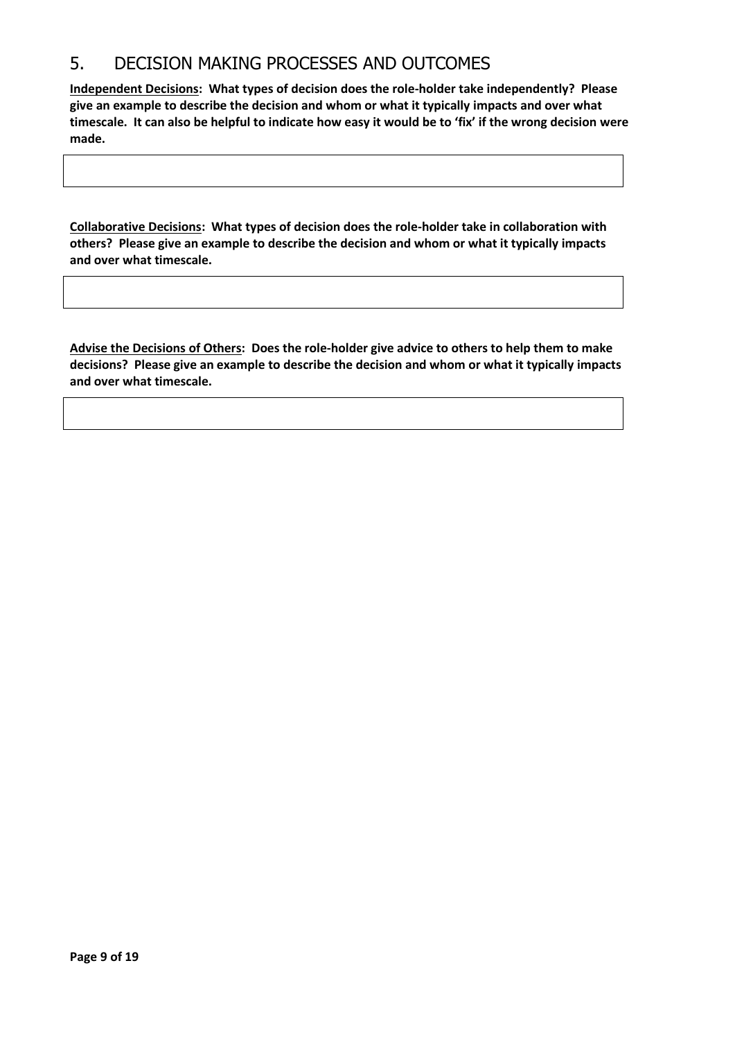## 5. DECISION MAKING PROCESSES AND OUTCOMES

**<u>Independent Decisions</u>: What types of decision does the role-holder take independently? Please give an example to describe the decision and whom or what it typically impacts and over what timescale. It can also be helpful to indicate how easy it would be to 'fix' if the wrong decision were made.**

**<u>Collaborative Decisions</u>: What types of decision does the role-holder take in collaboration with others? Please give an example to describe the decision and whom or what it typically impacts and over what timescale.**

**<u>Advise the Decisions of Others</u>: Does the role-holder give advice to others to help them to make decisions? Please give an example to describe the decision and whom or what it typically impacts and over what timescale.**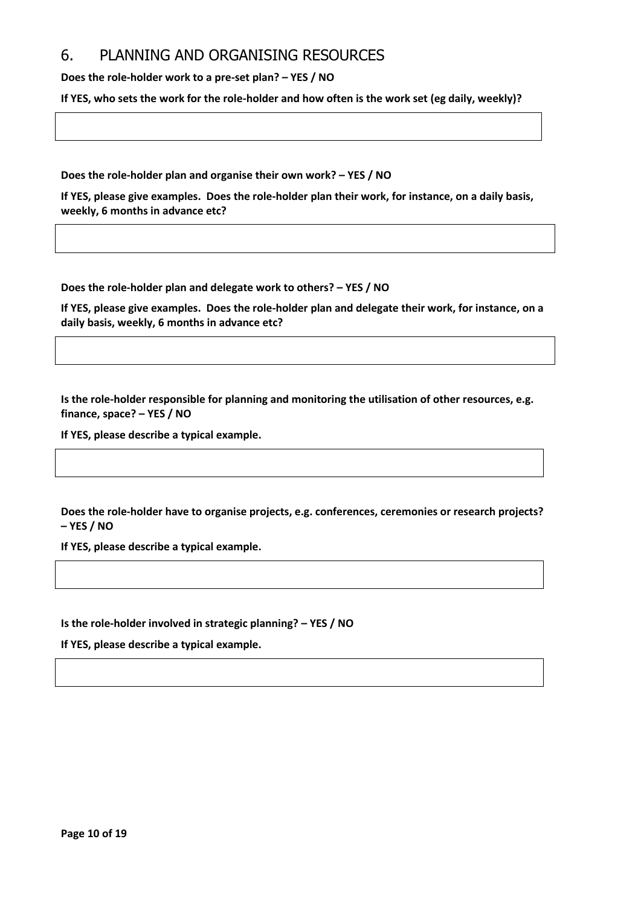## 6. PLANNING AND ORGANISING RESOURCES

**Does the role-holder work to a pre-set plan? – YES / NO**

**If YES, who sets the work for the role-holder and how often is the work set (eg daily, weekly)?**

| |
|---|
| |

**Does the role-holder plan and organise their own work? – YES / NO**

**If YES, please give examples. Does the role-holder plan their work, for instance, on a daily basis, weekly, 6 months in advance etc?**

| |
|---|
| |

**Does the role-holder plan and delegate work to others? – YES / NO**

**If YES, please give examples. Does the role-holder plan and delegate their work, for instance, on a daily basis, weekly, 6 months in advance etc?**

| |
|---|
| |

**Is the role-holder responsible for planning and monitoring the utilisation of other resources, e.g. finance, space? – YES / NO**

**If YES, please describe a typical example.**

| |
|---|
| |

**Does the role-holder have to organise projects, e.g. conferences, ceremonies or research projects? – YES / NO**

**If YES, please describe a typical example.**

| |
|---|
| |

**Is the role-holder involved in strategic planning? – YES / NO**

**If YES, please describe a typical example.**

| |
|---|
| |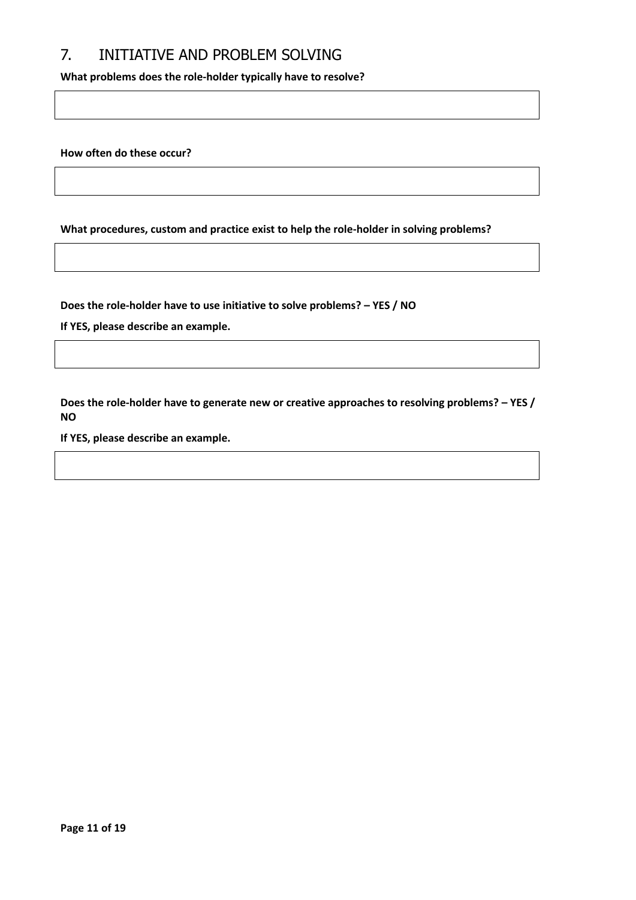## 7. INITIATIVE AND PROBLEM SOLVING

**What problems does the role-holder typically have to resolve?**

**How often do these occur?**

**What procedures, custom and practice exist to help the role-holder in solving problems?**

**Does the role-holder have to use initiative to solve problems? – YES / NO**

**If YES, please describe an example.**

**Does the role-holder have to generate new or creative approaches to resolving problems? – YES / NO**

**If YES, please describe an example.**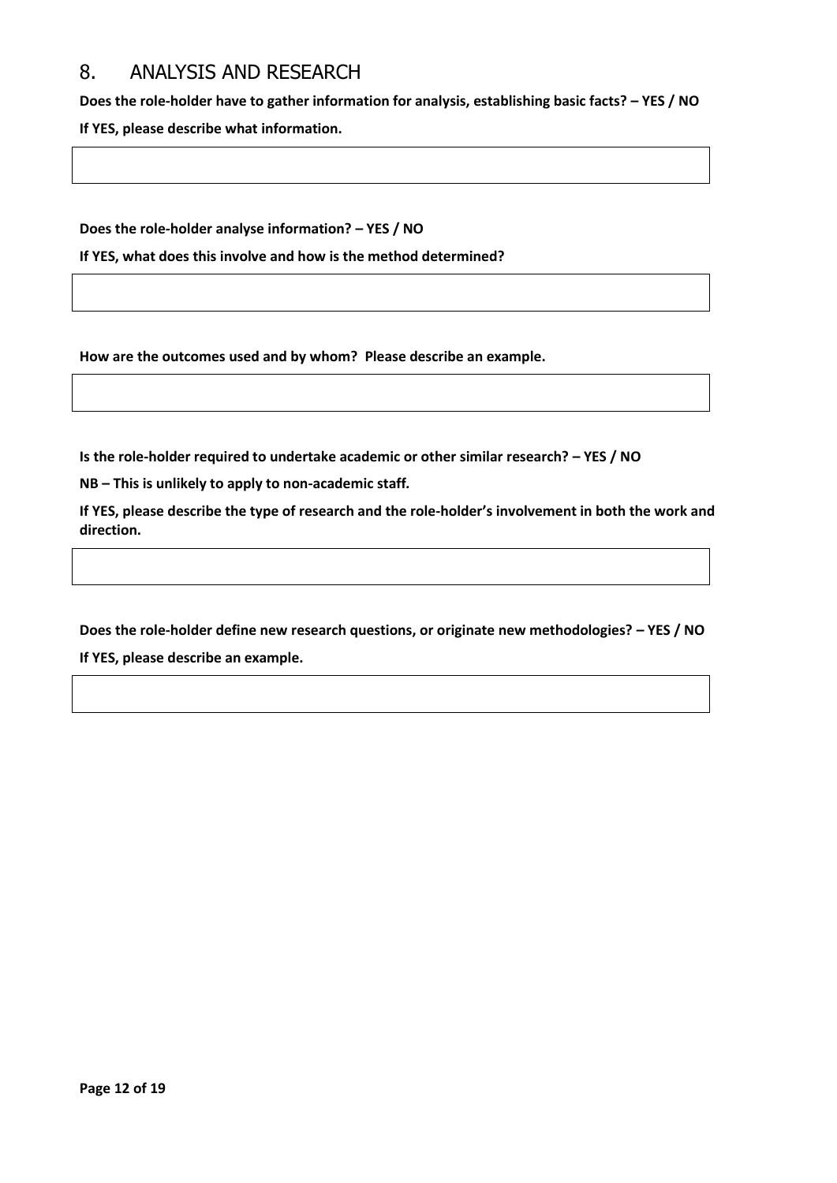## 8. ANALYSIS AND RESEARCH

**Does the role-holder have to gather information for analysis, establishing basic facts? – YES / NO**

**If YES, please describe what information.**

**Does the role-holder analyse information? – YES / NO**

**If YES, what does this involve and how is the method determined?**

**How are the outcomes used and by whom? Please describe an example.**

**Is the role-holder required to undertake academic or other similar research? – YES / NO**

**NB – This is unlikely to apply to non-academic staff.**

**If YES, please describe the type of research and the role-holder's involvement in both the work and direction.**

**Does the role-holder define new research questions, or originate new methodologies? – YES / NO**

**If YES, please describe an example.**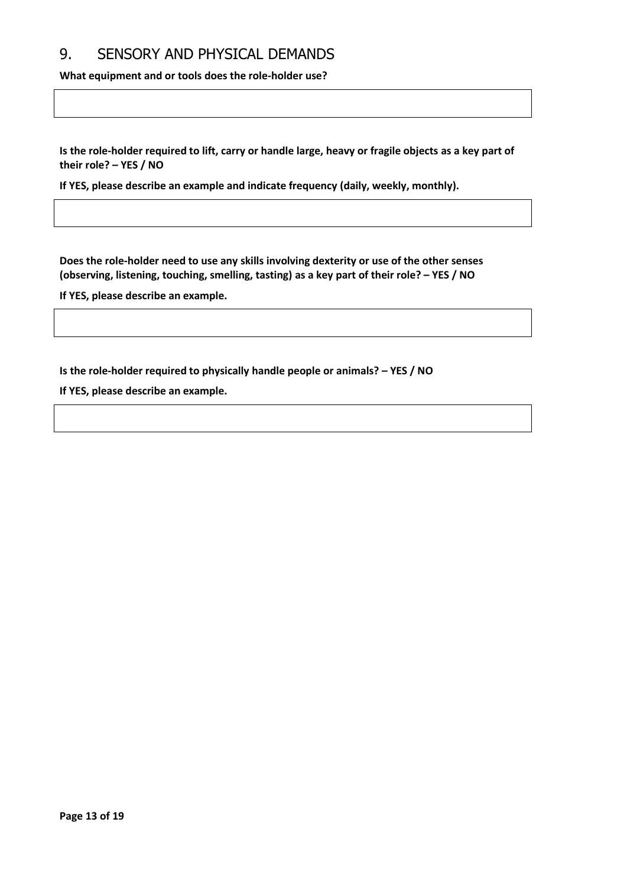# 9. SENSORY AND PHYSICAL DEMANDS

**What equipment and or tools does the role-holder use?**

**Is the role-holder required to lift, carry or handle large, heavy or fragile objects as a key part of their role? – YES / NO**

**If YES, please describe an example and indicate frequency (daily, weekly, monthly).**

**Does the role-holder need to use any skills involving dexterity or use of the other senses (observing, listening, touching, smelling, tasting) as a key part of their role? – YES / NO**

**If YES, please describe an example.**

**Is the role-holder required to physically handle people or animals? – YES / NO**

**If YES, please describe an example.**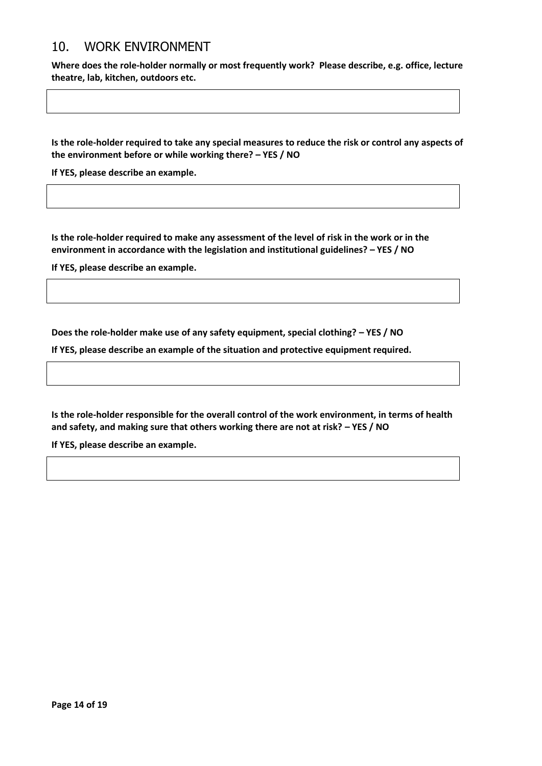## 10. WORK ENVIRONMENT

**Where does the role-holder normally or most frequently work? Please describe, e.g. office, lecture theatre, lab, kitchen, outdoors etc.**

| |
|---|
| |

**Is the role-holder required to take any special measures to reduce the risk or control any aspects of the environment before or while working there? – YES / NO**

**If YES, please describe an example.**

| |
|---|
| |

**Is the role-holder required to make any assessment of the level of risk in the work or in the environment in accordance with the legislation and institutional guidelines? – YES / NO**

**If YES, please describe an example.**

| |
|---|
| |

**Does the role-holder make use of any safety equipment, special clothing? – YES / NO**

**If YES, please describe an example of the situation and protective equipment required.**

| |
|---|
| |

**Is the role-holder responsible for the overall control of the work environment, in terms of health and safety, and making sure that others working there are not at risk? – YES / NO**

**If YES, please describe an example.**

| |
|---|
| |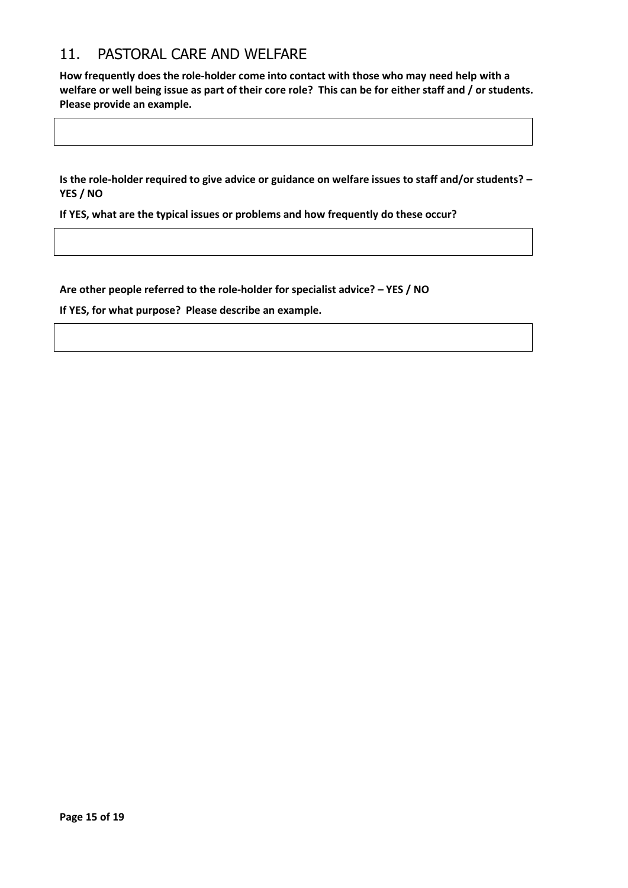## 11. PASTORAL CARE AND WELFARE

**How frequently does the role-holder come into contact with those who may need help with a welfare or well being issue as part of their core role? This can be for either staff and / or students. Please provide an example.**

| |
|---|
| |

**Is the role-holder required to give advice or guidance on welfare issues to staff and/or students? – YES / NO**

**If YES, what are the typical issues or problems and how frequently do these occur?**

| |
|---|
| |

**Are other people referred to the role-holder for specialist advice? – YES / NO**

**If YES, for what purpose? Please describe an example.**

| |
|---|
| |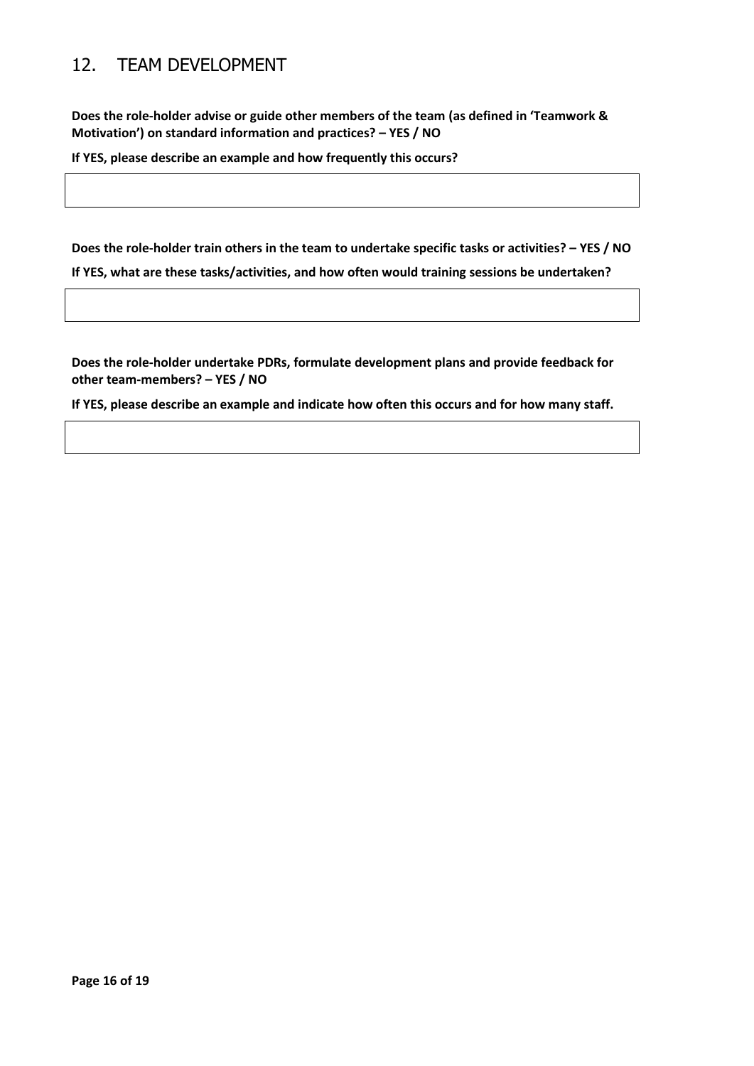## 12. TEAM DEVELOPMENT

**Does the role-holder advise or guide other members of the team (as defined in 'Teamwork & Motivation') on standard information and practices? – YES / NO**

**If YES, please describe an example and how frequently this occurs?**

|  |
|---|
|  |

**Does the role-holder train others in the team to undertake specific tasks or activities? – YES / NO**

**If YES, what are these tasks/activities, and how often would training sessions be undertaken?**

|  |
|---|
|  |

**Does the role-holder undertake PDRs, formulate development plans and provide feedback for other team-members? – YES / NO**

**If YES, please describe an example and indicate how often this occurs and for how many staff.**

|  |
|---|
|  |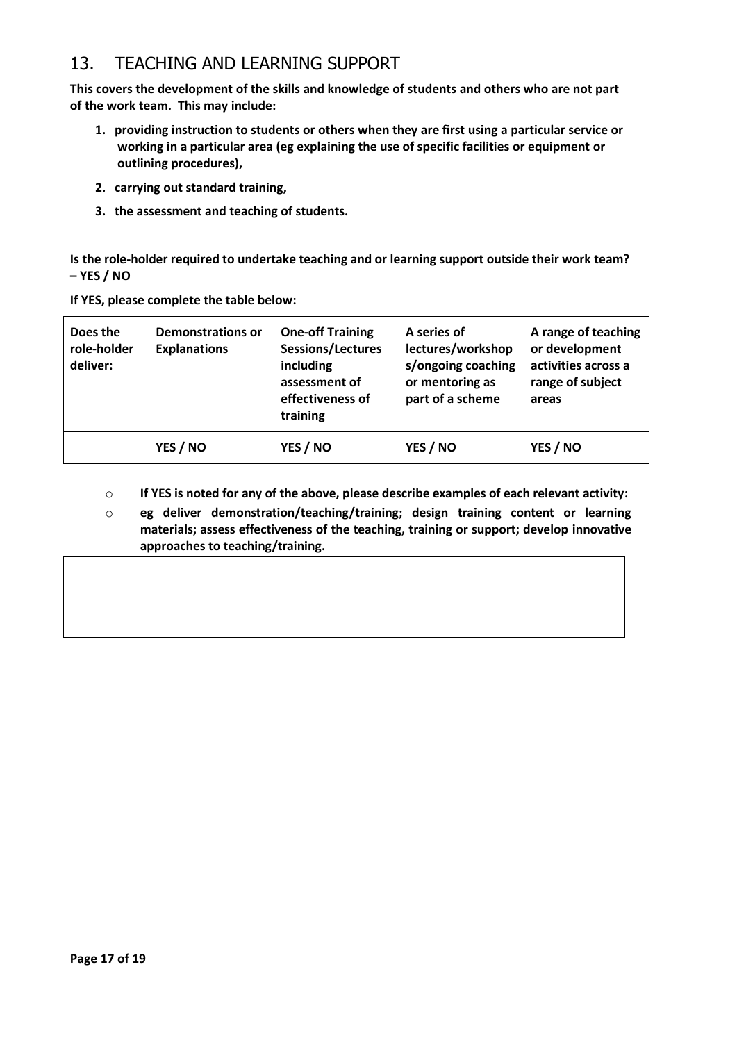## 13. TEACHING AND LEARNING SUPPORT

**This covers the development of the skills and knowledge of students and others who are not part of the work team. This may include:**

1. **providing instruction to students or others when they are first using a particular service or working in a particular area (eg explaining the use of specific facilities or equipment or outlining procedures),**
2. **carrying out standard training,**
3. **the assessment and teaching of students.**

**Is the role-holder required to undertake teaching and or learning support outside their work team? – YES / NO**

**If YES, please complete the table below:**

| Does the role-holder deliver: | Demonstrations or Explanations | One-off Training Sessions/Lectures including assessment of effectiveness of training | A series of lectures/workshops/ongoing coaching or mentoring as part of a scheme | A range of teaching or development activities across a range of subject areas |
|---|---|---|---|---|
| | **YES / NO** | **YES / NO** | **YES / NO** | **YES / NO** |

- **If YES is noted for any of the above, please describe examples of each relevant activity:**
- **eg deliver demonstration/teaching/training; design training content or learning materials; assess effectiveness of the teaching, training or support; develop innovative approaches to teaching/training.**

| |
|---|
| |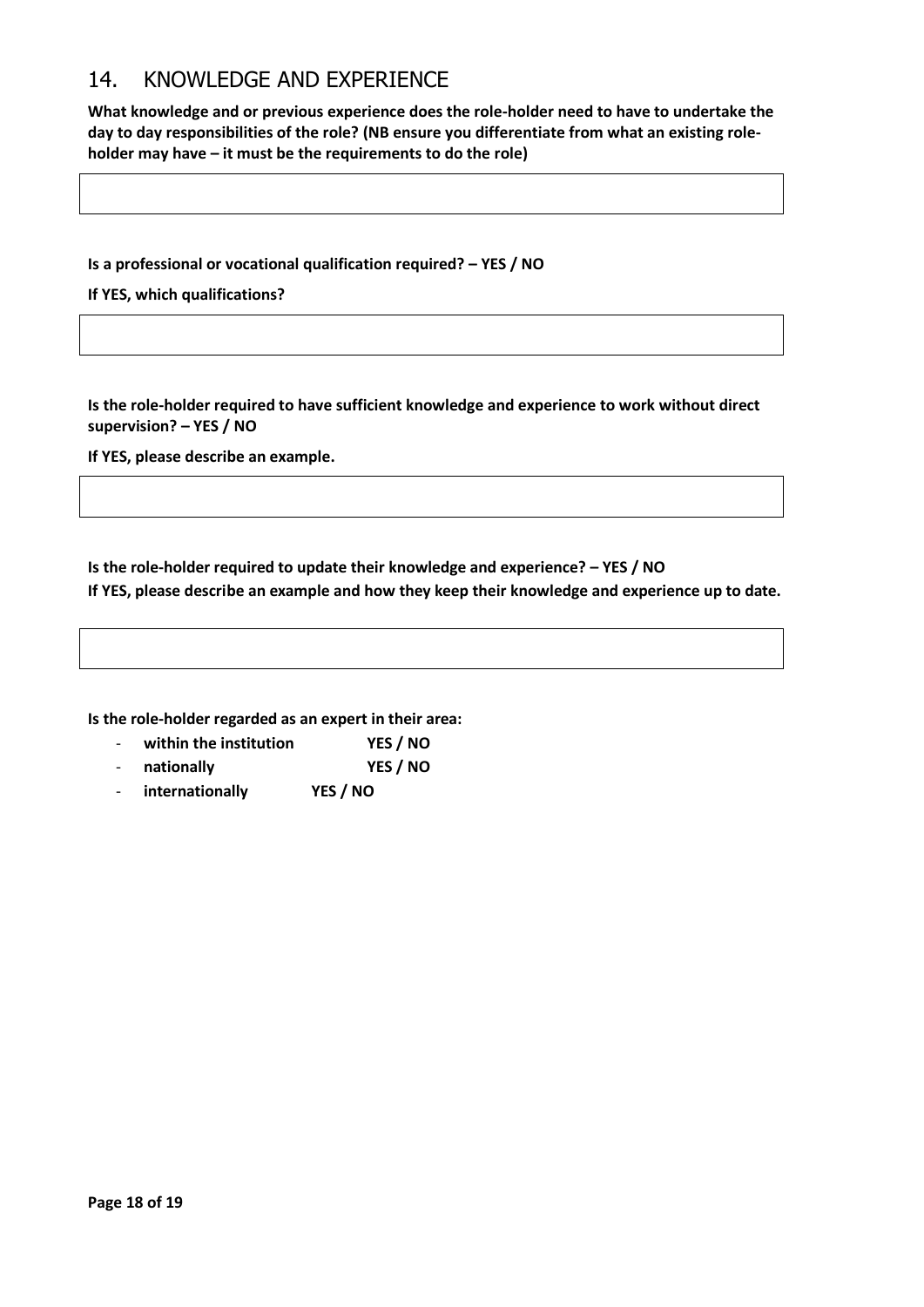## 14. KNOWLEDGE AND EXPERIENCE

**What knowledge and or previous experience does the role-holder need to have to undertake the day to day responsibilities of the role? (NB ensure you differentiate from what an existing role-holder may have – it must be the requirements to do the role)**

**Is a professional or vocational qualification required? – YES / NO**

**If YES, which qualifications?**

**Is the role-holder required to have sufficient knowledge and experience to work without direct supervision? – YES / NO**

**If YES, please describe an example.**

**Is the role-holder required to update their knowledge and experience? – YES / NO**

**If YES, please describe an example and how they keep their knowledge and experience up to date.**

**Is the role-holder regarded as an expert in their area:**

- **within the institution YES / NO**
- **nationally YES / NO**
- **internationally YES / NO**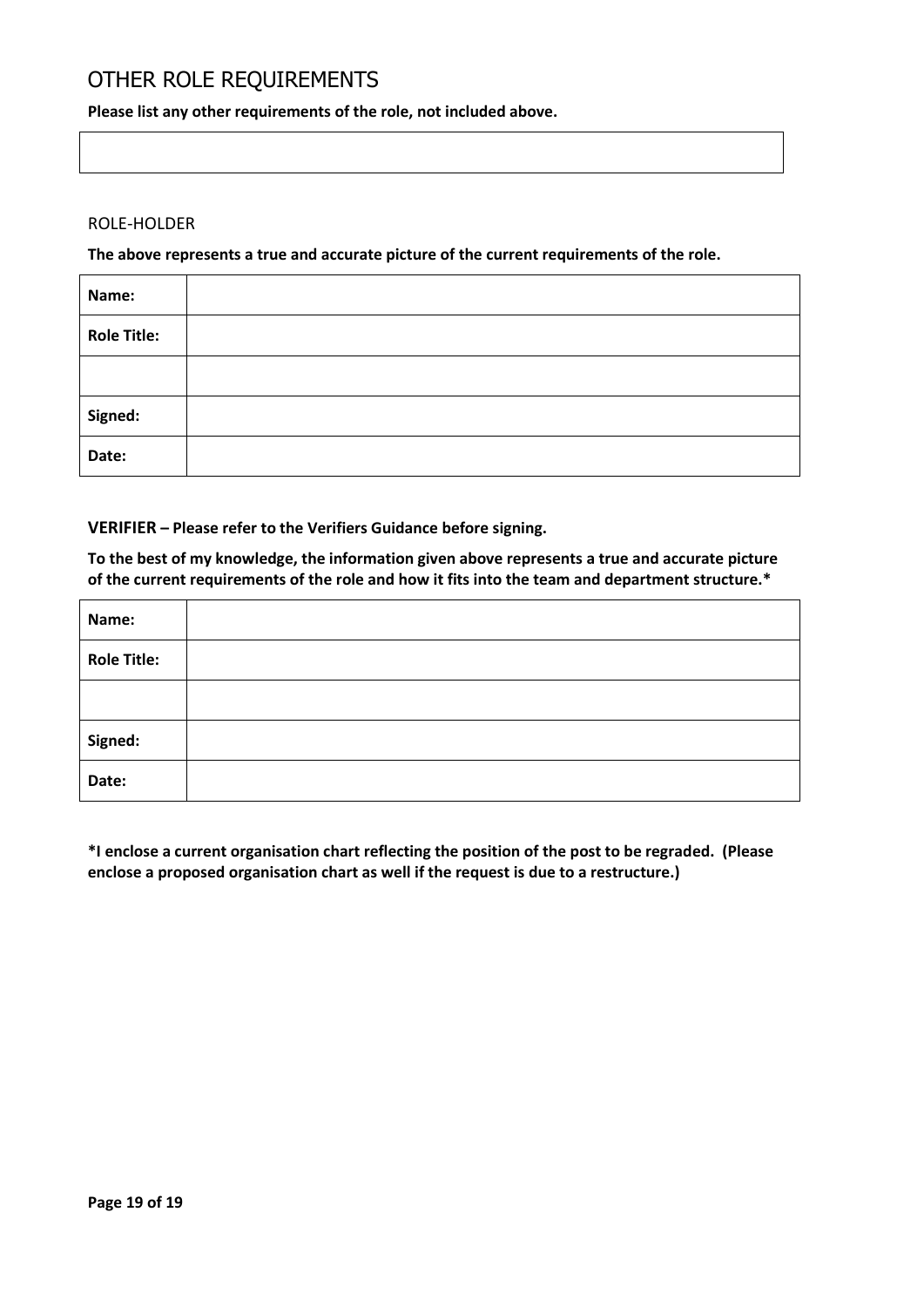## OTHER ROLE REQUIREMENTS

**Please list any other requirements of the role, not included above.**

| |
|---|
| |

### ROLE-HOLDER

**The above represents a true and accurate picture of the current requirements of the role.**

| | |
|---|---|
| **Name:** | |
| **Role Title:** | |
| | |
| **Signed:** | |
| **Date:** | |

**VERIFIER – Please refer to the Verifiers Guidance before signing.**

**To the best of my knowledge, the information given above represents a true and accurate picture of the current requirements of the role and how it fits into the team and department structure.***

| | |
|---|---|
| **Name:** | |
| **Role Title:** | |
| | |
| **Signed:** | |
| **Date:** | |

***I enclose a current organisation chart reflecting the position of the post to be regraded. (Please enclose a proposed organisation chart as well if the request is due to a restructure.)**